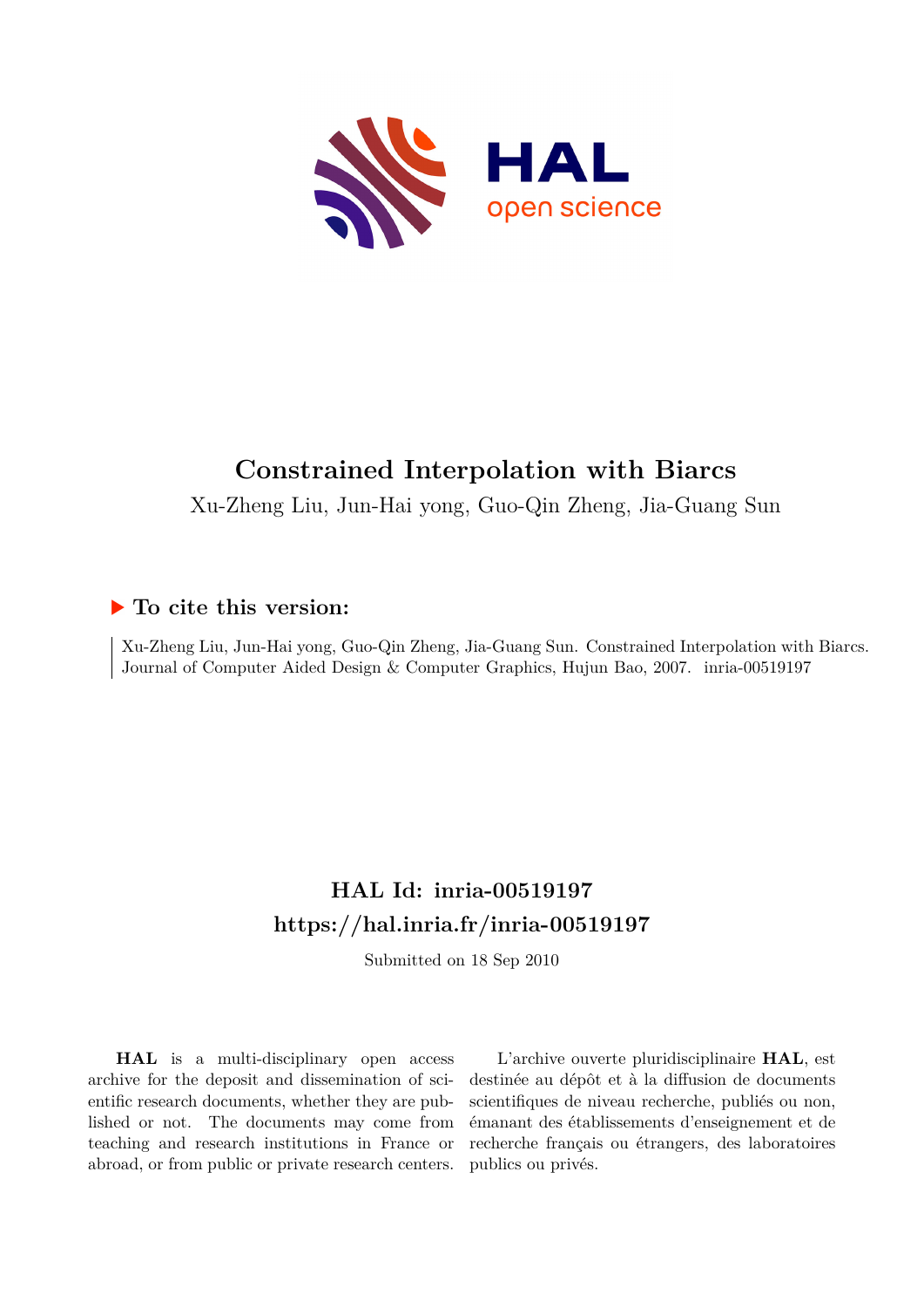# Constrained Interpolation with Biarcs

Xu-Zheng Liu, Jun-Hai yong, Guo-Qin Zheng, Jia-Guang Sun

## ▶ To cite this version:

Xu-Zheng Liu, Jun-Hai yong, Guo-Qin Zheng, Jia-Guang Sun. Constrained Interpolation with Biarcs. Journal of Computer Aided Design & Computer Graphics, Hujun Bao, 2007. inria-00519197

## HAL Id: inria-00519197
## https://hal.inria.fr/inria-00519197

Submitted on 18 Sep 2010

**HAL** is a multi-disciplinary open access archive for the deposit and dissemination of scientific research documents, whether they are published or not. The documents may come from teaching and research institutions in France or abroad, or from public or private research centers.

L'archive ouverte pluridisciplinaire **HAL**, est destinée au dépôt et à la diffusion de documents scientifiques de niveau recherche, publiés ou non, émanant des établissements d'enseignement et de recherche français ou étrangers, des laboratoires publics ou privés.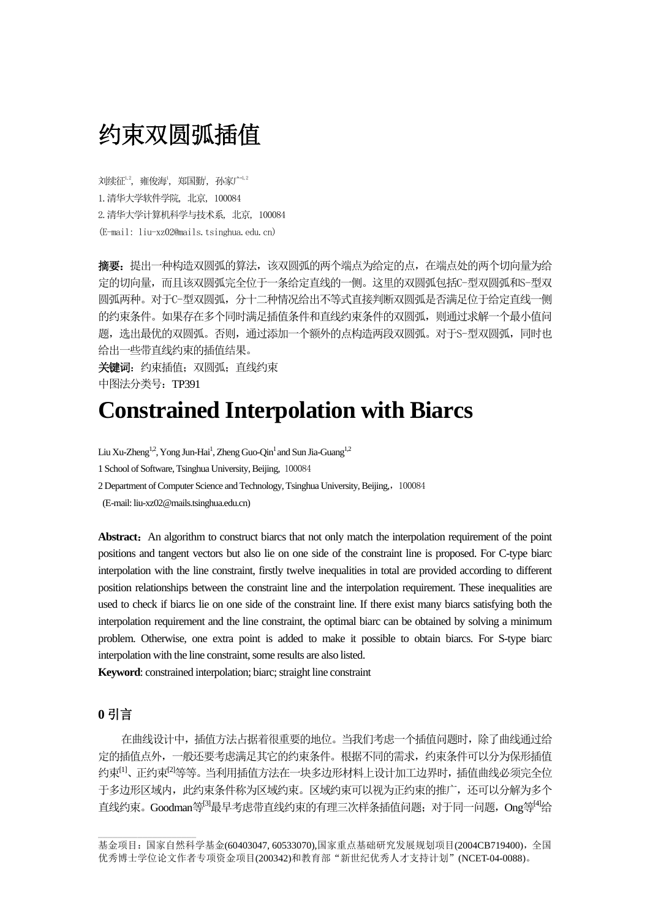# 约束双圆弧插值

刘续征[1,2]，雍俊海[1]，郑国勤[1]，孙家广[1,2]

1. 清华大学软件学院，北京，100084

2. 清华大学计算机科学与技术系，北京，100084

(E-mail: liu-xz02@mails.tsinghua.edu.cn)

**摘要：**提出一种构造双圆弧的算法，该双圆弧的两个端点为给定的点，在端点处的两个切向量为给定的切向量，而且该双圆弧完全位于一条给定直线的一侧。这里的双圆弧包括C-型双圆弧和S-型双圆弧两种。对于C-型双圆弧，分十二种情况给出不等式直接判断双圆弧是否满足位于给定直线一侧的约束条件。如果存在多个同时满足插值条件和直线约束条件的双圆弧，则通过求解一个最小值问题，选出最优的双圆弧。否则，通过添加一个额外的点构造两段双圆弧。对于S-型双圆弧，同时也给出一些带直线约束的插值结果。

**关键词：**约束插值；双圆弧；直线约束

中图法分类号：TP391

# Constrained Interpolation with Biarcs

Liu Xu-Zheng[1,2], Yong Jun-Hai[1], Zheng Guo-Qin[1] and Sun Jia-Guang[1,2]

1 School of Software, Tsinghua University, Beijing, 100084

2 Department of Computer Science and Technology, Tsinghua University, Beijing, 100084

(E-mail: liu-xz02@mails.tsinghua.edu.cn)

**Abstract：**An algorithm to construct biarcs that not only match the interpolation requirement of the point positions and tangent vectors but also lie on one side of the constraint line is proposed. For C-type biarc interpolation with the line constraint, firstly twelve inequalities in total are provided according to different position relationships between the constraint line and the interpolation requirement. These inequalities are used to check if biarcs lie on one side of the constraint line. If there exist many biarcs satisfying both the interpolation requirement and the line constraint, the optimal biarc can be obtained by solving a minimum problem. Otherwise, one extra point is added to make it possible to obtain biarcs. For S-type biarc interpolation with the line constraint, some results are also listed.

**Keyword**: constrained interpolation; biarc; straight line constraint

## 0 引言

在曲线设计中，插值方法占据着很重要的地位。当我们考虑一个插值问题时，除了曲线通过给定的插值点外，一般还要考虑满足其它的约束条件。根据不同的需求，约束条件可以分为保形插值约束[1]、正约束[2]等等。当利用插值方法在一块多边形材料上设计加工边界时，插值曲线必须完全位于多边形区域内，此约束条件称为区域约束。区域约束可以视为正约束的推广，还可以分解为多个直线约束。Goodman等[3]最早考虑带直线约束的有理三次样条插值问题；对于同一问题，Ong等[4]给

---

基金项目：国家自然科学基金(60403047, 60533070),国家重点基础研究发展规划项目(2004CB719400)，全国优秀博士学位论文作者专项资金项目(200342)和教育部"新世纪优秀人才支持计划"(NCET-04-0088)。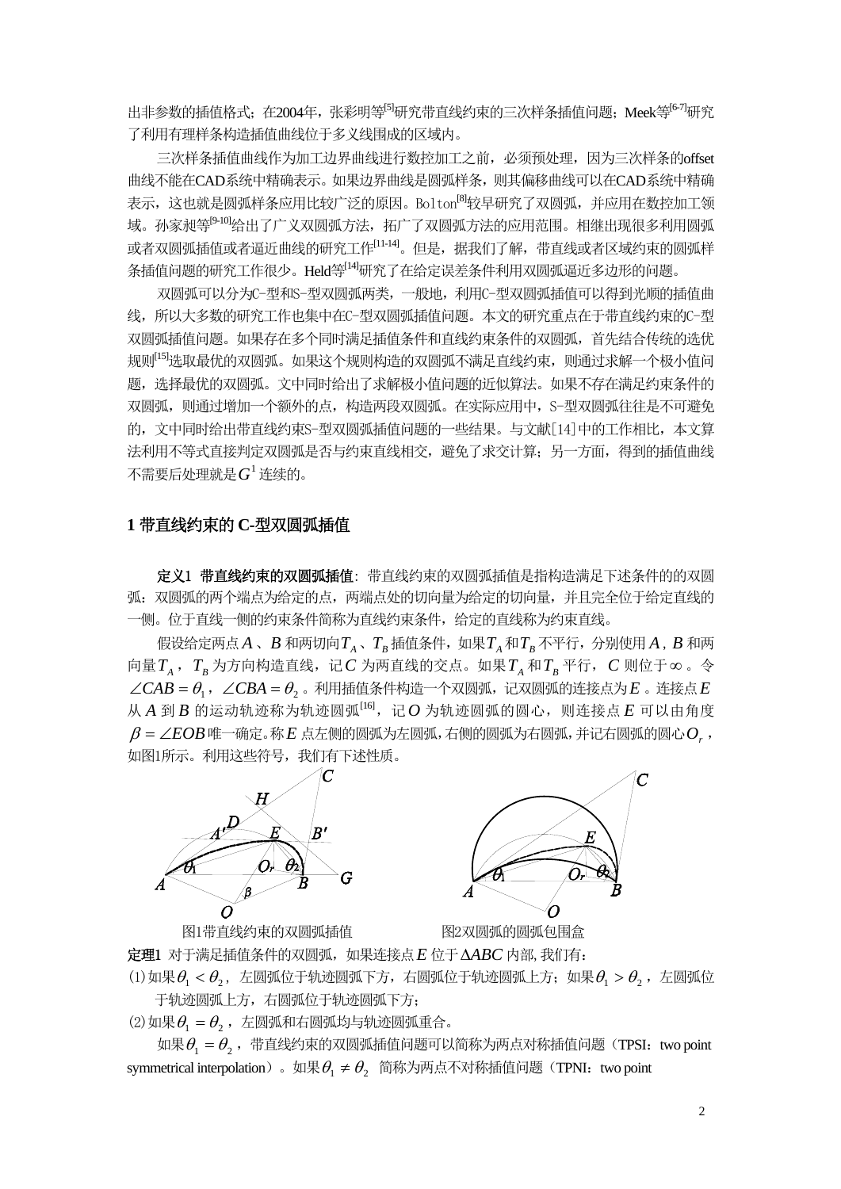出非参数的插值格式；在2004年，张彩明等[5]研究带直线约束的三次样条插值问题；Meek等[6-7]研究了利用有理样条构造插值曲线位于多义线围成的区域内。

三次样条插值曲线作为加工边界曲线进行数控加工之前，必须预处理，因为三次样条的offset曲线不能在CAD系统中精确表示。如果边界曲线是圆弧样条，则其偏移曲线可以在CAD系统中精确表示，这也就是圆弧样条应用比较广泛的原因。Bolton[8]较早研究了双圆弧，并应用在数控加工领域。孙家昶等[9-10]给出了广义双圆弧方法，拓广了双圆弧方法的应用范围。相继出现很多利用圆弧或者双圆弧插值或者逼近曲线的研究工作[11-14]。但是，据我们了解，带直线或者区域约束的圆弧样条插值问题的研究工作很少。Held等[14]研究了在给定误差条件利用双圆弧逼近多边形的问题。

双圆弧可以分为C-型和S-型双圆弧两类，一般地，利用C-型双圆弧插值可以得到光顺的插值曲线，所以大多数的研究工作也集中在C-型双圆弧插值问题。本文的研究重点在于带直线约束的C-型双圆弧插值问题。如果存在多个同时满足插值条件和直线约束条件的双圆弧，首先结合传统的选优规则[15]选取最优的双圆弧。如果这个规则构造的双圆弧不满足直线约束，则通过求解一个极小值问题，选择最优的双圆弧。文中同时给出了求解极小值问题的近似算法。如果不存在满足约束条件的双圆弧，则通过增加一个额外的点，构造两段双圆弧。在实际应用中，S-型双圆弧往往是不可避免的，文中同时给出带直线约束S-型双圆弧插值问题的一些结果。与文献[14]中的工作相比，本文算法利用不等式直接判定双圆弧是否与约束直线相交，避免了求交计算；另一方面，得到的插值曲线不需要后处理就是$G^1$连续的。

## 1 带直线约束的 C-型双圆弧插值

**定义1 带直线约束的双圆弧插值**：带直线约束的双圆弧插值是指构造满足下述条件的的双圆弧：双圆弧的两个端点为给定的点，两端点处的切向量为给定的切向量，并且完全位于给定直线的一侧。位于直线一侧的约束条件简称为直线约束条件，给定的直线称为约束直线。

假设给定两点$A$、$B$和两切向$T_A$、$T_B$插值条件，如果$T_A$和$T_B$不平行，分别使用$A$，$B$和两向量$T_A$，$T_B$为方向构造直线，记$C$为两直线的交点。如果$T_A$和$T_B$平行，$C$则位于$\infty$。令$\angle CAB=\theta_1$，$\angle CBA=\theta_2$。利用插值条件构造一个双圆弧，记双圆弧的连接点为$E$。连接点$E$从$A$到$B$的运动轨迹称为轨迹圆弧[16]，记$O$为轨迹圆弧的圆心，则连接点$E$可以由角度$\beta=\angle EOB$唯一确定。称$E$点左侧的圆弧为左圆弧，右侧的圆弧为右圆弧，并记右圆弧的圆心$O_r$，如图1所示。利用这些符号，我们有下述性质。

图1带直线约束的双圆弧插值　　　图2双圆弧的圆弧包围盒

**定理1** 对于满足插值条件的双圆弧，如果连接点$E$位于$\Delta ABC$内部, 我们有：

(1) 如果$\theta_1<\theta_2$，左圆弧位于轨迹圆弧下方，右圆弧位于轨迹圆弧上方；如果$\theta_1>\theta_2$，左圆弧位于轨迹圆弧上方，右圆弧位于轨迹圆弧下方；

(2) 如果$\theta_1=\theta_2$，左圆弧和右圆弧均与轨迹圆弧重合。

如果$\theta_1=\theta_2$，带直线约束的双圆弧插值问题可以简称为两点对称插值问题（TPSI：two point symmetrical interpolation）。如果$\theta_1\neq\theta_2$ 简称为两点不对称插值问题（TPNI：two point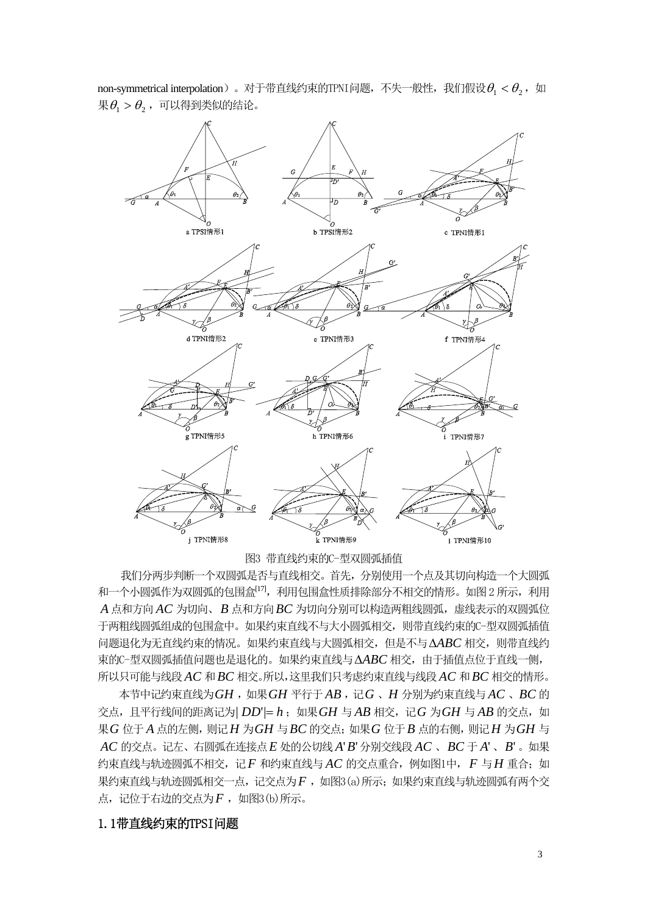non-symmetrical interpolation）。对于带直线约束的TPNI问题，不失一般性，我们假设$\theta_1 < \theta_2$，如果$\theta_1 > \theta_2$，可以得到类似的结论。

图3 带直线约束的C-型双圆弧插值

我们分两步判断一个双圆弧是否与直线相交。首先，分别使用一个点及其切向构造一个大圆弧和一个小圆弧作为双圆弧的包围盒[17]，利用包围盒性质排除部分不相交的情形。如图2所示，利用$A$点和方向$AC$为切向、$B$点和方向$BC$为切向分别可以构造两粗线圆弧，虚线表示的双圆弧位于两粗线圆弧组成的包围盒中。如果约束直线不与大小圆弧相交，则带直线约束的C-型双圆弧插值问题退化为无直线约束的情况。如果约束直线与大圆弧相交，但是不与$\Delta ABC$相交，则带直线约束的C-型双圆弧插值问题也是退化的。如果约束直线与$\Delta ABC$相交，由于插值点位于直线一侧，所以只可能与线段$AC$和$BC$相交。所以，这里我们只考虑约束直线与线段$AC$和$BC$相交的情形。

本节中记约束直线为$GH$，如果$GH$平行于$AB$，记$G$、$H$分别为约束直线与$AC$、$BC$的交点，且平行线间的距离记为$|DD'|=h$；如果$GH$与$AB$相交，记$G$为$GH$与$AB$的交点，如果$G$位于$A$点的左侧，则记$H$为$GH$与$BC$的交点；如果$G$位于$B$点的右侧，则记$H$为$GH$与$AC$的交点。记左、右圆弧在连接点$E$处的公切线$A'B'$分别交线段$AC$、$BC$于$A'$、$B'$。如果约束直线与轨迹圆弧不相交，记$F$和约束直线与$AC$的交点重合，例如图1中，$F$与$H$重合；如果约束直线与轨迹圆弧相交一点，记交点为$F$，如图3(a)所示；如果约束直线与轨迹圆弧有两个交点，记位于右边的交点为$F$，如图3(b)所示。

## 1.1带直线约束的TPSI问题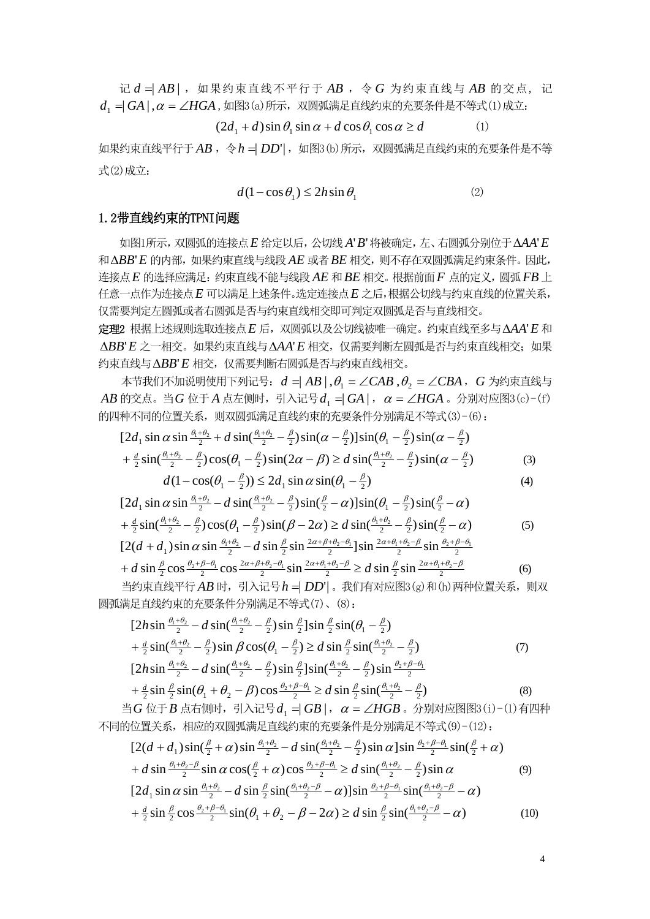记 $d=|AB|$，如果约束直线不平行于 $AB$，令 $G$ 为约束直线与 $AB$ 的交点，记 $d_1=|GA|, \alpha=\angle HGA$，如图3(a)所示，双圆弧满足直线约束的充要条件是不等式(1)成立：

$$(2d_1+d)\sin\theta_1\sin\alpha+d\cos\theta_1\cos\alpha\geq d \tag{1}$$

如果约束直线平行于 $AB$，令 $h=|DD'|$，如图3(b)所示，双圆弧满足直线约束的充要条件是不等式(2)成立：

$$d(1-\cos\theta_1)\leq 2h\sin\theta_1 \tag{2}$$

## 1.2带直线约束的TPNI问题

如图1所示，双圆弧的连接点 $E$ 给定以后，公切线 $A'B'$ 将被确定，左、右圆弧分别位于 $\Delta AA'E$ 和 $\Delta BB'E$ 的内部，如果约束直线与线段 $AE$ 或者 $BE$ 相交，则不存在双圆弧满足约束条件。因此，连接点 $E$ 的选择应满足：约束直线不能与线段 $AE$ 和 $BE$ 相交。根据前面 $F$ 点的定义，圆弧 $FB$ 上任意一点作为连接点 $E$ 可以满足上述条件。选定连接点 $E$ 之后，根据公切线与约束直线的位置关系，仅需要判定左圆弧或者右圆弧是否与约束直线相交即可判定双圆弧是否与直线相交。

**定理2** 根据上述规则选取连接点 $E$ 后，双圆弧以及公切线被唯一确定。约束直线至多与 $\Delta AA'E$ 和 $\Delta BB'E$ 之一相交。如果约束直线与 $\Delta AA'E$ 相交，仅需要判断左圆弧是否与约束直线相交；如果约束直线与 $\Delta BB'E$ 相交，仅需要判断右圆弧是否与约束直线相交。

本节我们不加说明使用下列记号：$d=|AB|, \theta_1=\angle CAB, \theta_2=\angle CBA$，$G$ 为约束直线与 $AB$ 的交点。当 $G$ 位于 $A$ 点左侧时，引入记号 $d_1=|GA|$，$\alpha=\angle HGA$。分别对应图3(c)-(f)的四种不同的位置关系，则双圆弧满足直线约束的充要条件分别满足不等式(3)-(6)：

$$\begin{aligned}&[2d_1\sin\alpha\sin\tfrac{\theta_1+\theta_2}{2}+d\sin(\tfrac{\theta_1+\theta_2}{2}-\tfrac{\beta}{2})\sin(\alpha-\tfrac{\beta}{2})]\sin(\theta_1-\tfrac{\beta}{2})\sin(\alpha-\tfrac{\beta}{2})\\&+\tfrac{d}{2}\sin(\tfrac{\theta_1+\theta_2}{2}-\tfrac{\beta}{2})\cos(\theta_1-\tfrac{\beta}{2})\sin(2\alpha-\beta)\geq d\sin(\tfrac{\theta_1+\theta_2}{2}-\tfrac{\beta}{2})\sin(\alpha-\tfrac{\beta}{2})\end{aligned} \tag{3}$$

$$d(1-\cos(\theta_1-\tfrac{\beta}{2}))\leq 2d_1\sin\alpha\sin(\theta_1-\tfrac{\beta}{2}) \tag{4}$$

$$\begin{aligned}&[2d_1\sin\alpha\sin\tfrac{\theta_1+\theta_2}{2}-d\sin(\tfrac{\theta_1+\theta_2}{2}-\tfrac{\beta}{2})\sin(\tfrac{\beta}{2}-\alpha)]\sin(\theta_1-\tfrac{\beta}{2})\sin(\tfrac{\beta}{2}-\alpha)\\&+\tfrac{d}{2}\sin(\tfrac{\theta_1+\theta_2}{2}-\tfrac{\beta}{2})\cos(\theta_1-\tfrac{\beta}{2})\sin(\beta-2\alpha)\geq d\sin(\tfrac{\theta_1+\theta_2}{2}-\tfrac{\beta}{2})\sin(\tfrac{\beta}{2}-\alpha)\end{aligned} \tag{5}$$

$$\begin{aligned}&[2(d+d_1)\sin\alpha\sin\tfrac{\theta_1+\theta_2}{2}-d\sin\tfrac{\beta}{2}\sin\tfrac{2\alpha+\beta+\theta_2-\theta_1}{2}]\sin\tfrac{2\alpha+\theta_1+\theta_2-\beta}{2}\sin\tfrac{\theta_2+\beta-\theta_1}{2}\\&+d\sin\tfrac{\beta}{2}\cos\tfrac{\theta_2+\beta-\theta_1}{2}\cos\tfrac{2\alpha+\beta+\theta_2-\theta_1}{2}\sin\tfrac{2\alpha+\theta_1+\theta_2-\beta}{2}\geq d\sin\tfrac{\beta}{2}\sin\tfrac{2\alpha+\theta_1+\theta_2-\beta}{2}\end{aligned} \tag{6}$$

当约束直线平行 $AB$ 时，引入记号 $h=|DD'|$。我们有对应图3(g)和(h)两种位置关系，则双圆弧满足直线约束的充要条件分别满足不等式(7)、(8)：

$$\begin{aligned}&[2h\sin\tfrac{\theta_1+\theta_2}{2}-d\sin(\tfrac{\theta_1+\theta_2}{2}-\tfrac{\beta}{2})\sin\tfrac{\beta}{2}]\sin\tfrac{\beta}{2}\sin(\theta_1-\tfrac{\beta}{2})\\&+\tfrac{d}{2}\sin(\tfrac{\theta_1+\theta_2}{2}-\tfrac{\beta}{2})\sin\beta\cos(\theta_1-\tfrac{\beta}{2})\geq d\sin\tfrac{\beta}{2}\sin(\tfrac{\theta_1+\theta_2}{2}-\tfrac{\beta}{2})\end{aligned} \tag{7}$$

$$\begin{aligned}&[2h\sin\tfrac{\theta_1+\theta_2}{2}-d\sin(\tfrac{\theta_1+\theta_2}{2}-\tfrac{\beta}{2})\sin\tfrac{\beta}{2}]\sin(\tfrac{\theta_1+\theta_2}{2}-\tfrac{\beta}{2})\sin\tfrac{\theta_2+\beta-\theta_1}{2}\\&+\tfrac{d}{2}\sin\tfrac{\beta}{2}\sin(\theta_1+\theta_2-\beta)\cos\tfrac{\theta_2+\beta-\theta_1}{2}\geq d\sin\tfrac{\beta}{2}\sin(\tfrac{\theta_1+\theta_2}{2}-\tfrac{\beta}{2})\end{aligned} \tag{8}$$

当 $G$ 位于 $B$ 点右侧时，引入记号 $d_1=|GB|$，$\alpha=\angle HGB$。分别对应图图3(i)-(l)有四种不同的位置关系，相应的双圆弧满足直线约束的充要条件是分别满足不等式(9)-(12)：

$$\begin{aligned}&[2(d+d_1)\sin(\tfrac{\beta}{2}+\alpha)\sin\tfrac{\theta_1+\theta_2}{2}-d\sin(\tfrac{\theta_1+\theta_2}{2}-\tfrac{\beta}{2})\sin\alpha]\sin\tfrac{\theta_2+\beta-\theta_1}{2}\sin(\tfrac{\beta}{2}+\alpha)\\&+d\sin\tfrac{\theta_1+\theta_2-\beta}{2}\sin\alpha\cos(\tfrac{\beta}{2}+\alpha)\cos\tfrac{\theta_2+\beta-\theta_1}{2}\geq d\sin(\tfrac{\theta_1+\theta_2}{2}-\tfrac{\beta}{2})\sin\alpha\end{aligned} \tag{9}$$

$$\begin{aligned}&[2d_1\sin\alpha\sin\tfrac{\theta_1+\theta_2}{2}-d\sin\tfrac{\beta}{2}\sin(\tfrac{\theta_1+\theta_2-\beta}{2}-\alpha)]\sin\tfrac{\theta_2+\beta-\theta_1}{2}\sin(\tfrac{\theta_1+\theta_2-\beta}{2}-\alpha)\\&+\tfrac{d}{2}\sin\tfrac{\beta}{2}\cos\tfrac{\theta_2+\beta-\theta_1}{2}\sin(\theta_1+\theta_2-\beta-2\alpha)\geq d\sin\tfrac{\beta}{2}\sin(\tfrac{\theta_1+\theta_2-\beta}{2}-\alpha)\end{aligned} \tag{10}$$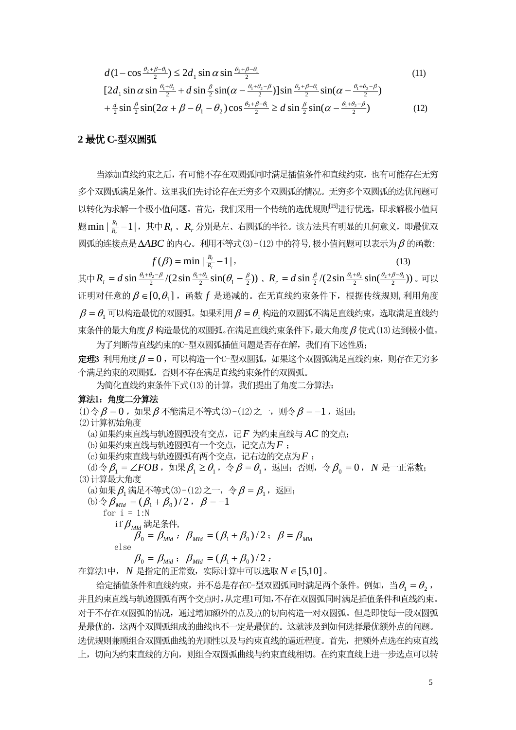$$d(1-\cos\tfrac{\theta_2+\beta-\theta_1}{2}) \le 2d_1 \sin\alpha \sin\tfrac{\theta_2+\beta-\theta_1}{2} \tag{11}$$

$$[2d_1 \sin\alpha \sin\tfrac{\theta_1+\theta_2}{2} + d\sin\tfrac{\beta}{2}\sin(\alpha-\tfrac{\theta_1+\theta_2-\beta}{2})]\sin\tfrac{\theta_2+\beta-\theta_1}{2}\sin(\alpha-\tfrac{\theta_1+\theta_2-\beta}{2})$$
$$+\tfrac{d}{2}\sin\tfrac{\beta}{2}\sin(2\alpha+\beta-\theta_1-\theta_2)\cos\tfrac{\theta_2+\beta-\theta_1}{2} \ge d\sin\tfrac{\beta}{2}\sin(\alpha-\tfrac{\theta_1+\theta_2-\beta}{2}) \tag{12}$$

## 2 最优 C-型双圆弧

当添加直线约束之后，有可能不存在双圆弧同时满足插值条件和直线约束，也有可能存在无穷多个双圆弧满足条件。这里我们先讨论存在无穷多个双圆弧的情况。无穷多个双圆弧的选优问题可以转化为求解一个极小值问题。首先，我们采用一个传统的选优规则[15]进行优选，即求解极小值问题$\min|\frac{R_l}{R_r}-1|$，其中$R_l$、$R_r$分别是左、右圆弧的半径。该方法具有明显的几何意义，即最优双圆弧的连接点是$\Delta ABC$的内心。利用不等式(3)-(12)中的符号,极小值问题可以表示为$\beta$的函数:

$$f(\beta)=\min|\tfrac{R_l}{R_r}-1|, \tag{13}$$

其中$R_l = d\sin\frac{\theta_1+\theta_2-\beta}{2}/(2\sin\frac{\theta_1+\theta_2}{2}\sin(\theta_1-\frac{\beta}{2}))$、$R_r = d\sin\frac{\beta}{2}/(2\sin\frac{\theta_1+\theta_2}{2}\sin(\frac{\theta_2+\beta-\theta_1}{2}))$。可以证明对任意的$\beta\in[0,\theta_1]$，函数$f$是递减的。在无直线约束条件下，根据传统规则,利用角度$\beta=\theta_1$可以构造最优的双圆弧。如果利用$\beta=\theta_1$构造的双圆弧不满足直线约束，选取满足直线约束条件的最大角度$\beta$构造最优的双圆弧。在满足直线约束条件下，最大角度$\beta$使式(13)达到极小值。

为了判断带直线约束的C-型双圆弧插值问题是否存在解，我们有下述性质；

**定理3** 利用角度$\beta=0$，可以构造一个C-型双圆弧，如果这个双圆弧满足直线约束，则存在无穷多个满足约束的双圆弧，否则不存在满足直线约束条件的双圆弧。

为简化直线约束条件下式(13)的计算，我们提出了角度二分算法：

**算法1：角度二分算法**

(1)令$\beta=0$，如果$\beta$不能满足不等式(3)-(12)之一，则令$\beta=-1$，返回；

(2)计算初始角度

(a)如果约束直线与轨迹圆弧没有交点，记$F$为约束直线与$AC$的交点；

(b)如果约束直线与轨迹圆弧有一个交点，记交点为$F$；

(c)如果约束直线与轨迹圆弧有两个交点，记右边的交点为$F$；

(d)令$\beta_1=\angle FOB$，如果$\beta_1\ge\theta_1$，令$\beta=\theta_1$，返回；否则，令$\beta_0=0$，$N$是一正常数；

(3)计算最大角度

(a)如果$\beta_1$满足不等式(3)-(12)之一，令$\beta=\beta_1$，返回；

(b)令$\beta_{MId}=(\beta_1+\beta_0)/2$，$\beta=-1$

```
for i = 1:N
    if β_MId 满足条件,
        β_0 = β_Mid ; β_MId = (β_1 + β_0)/2 ; β = β_Mid
    else
        β_0 = β_Mid ; β_MId = (β_1 + β_0)/2 ;
```

在算法1中，$N$是指定的正常数，实际计算中可以选取$N\in[5,10]$。

给定插值条件和直线约束，并不总是存在C-型双圆弧同时满足两个条件。例如，当$\theta_1=\theta_2$，并且约束直线与轨迹圆弧有两个交点时，从定理1可知，不存在双圆弧同时满足插值条件和直线约束。对于不存在双圆弧的情况，通过增加额外的点及点的切向构造一对双圆弧。但是即使每一段双圆弧是最优的，这两个双圆弧组成的曲线也不一定是最优的。这就涉及到如何选择最优额外点的问题。选优规则兼顾组合双圆弧曲线的光顺性以及与约束直线的逼近程度。首先，把额外点选在约束直线上，切向为约束直线的方向，则组合双圆弧曲线与约束直线相切。在约束直线上进一步选点可以转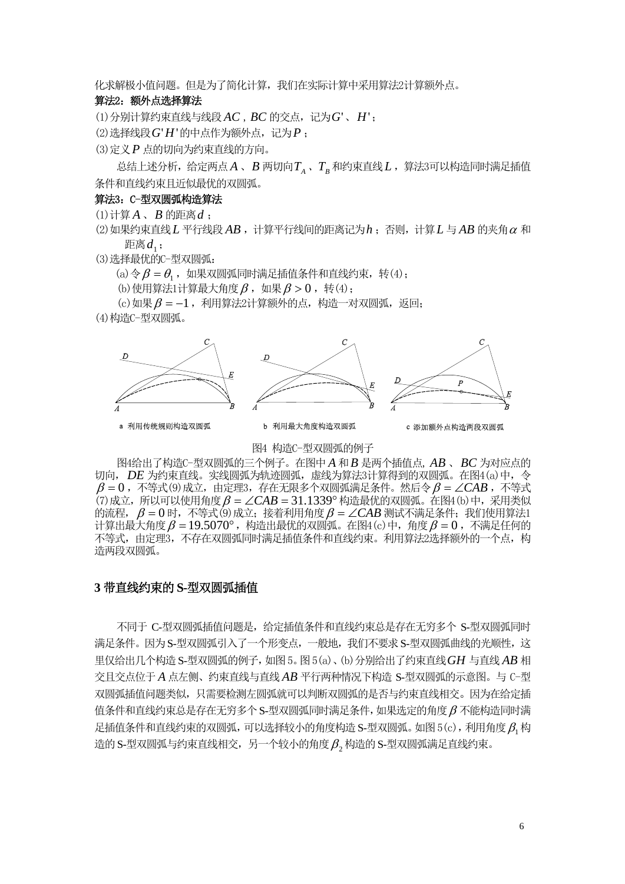化求解极小值问题。但是为了简化计算，我们在实际计算中采用算法2计算额外点。

**算法2：额外点选择算法**

(1)分别计算约束直线与线段 $AC$ , $BC$ 的交点，记为$G'$、$H'$；

(2)选择线段$G'H'$的中点作为额外点，记为$P$；

(3)定义$P$ 点的切向为约束直线的方向。

总结上述分析，给定两点$A$、$B$两切向$T_A$、$T_B$和约束直线$L$，算法3可以构造同时满足插值条件和直线约束且近似最优的双圆弧。

**算法3：C-型双圆弧构造算法**

(1)计算$A$、$B$的距离$d$；

(2)如果约束直线$L$平行线段$AB$，计算平行线间的距离记为$h$；否则，计算$L$与$AB$的夹角$\alpha$ 和距离$d_1$；

(3)选择最优的C-型双圆弧：

(a)令$\beta=\theta_1$，如果双圆弧同时满足插值条件和直线约束，转(4)；

(b)使用算法1计算最大角度$\beta$，如果$\beta>0$，转(4)；

(c)如果$\beta=-1$，利用算法2计算额外的点，构造一对双圆弧，返回；

(4)构造C-型双圆弧。

a 利用传统规则构造双圆弧　　b 利用最大角度构造双圆弧　　c 添加额外点构造两段双圆弧

图4 构造C-型双圆弧的例子

图4给出了构造C-型双圆弧的三个例子。在图中$A$和$B$是两个插值点，$AB$、$BC$为对应点的切向，$DE$为约束直线。实线圆弧为轨迹圆弧，虚线为算法3计算得到的双圆弧。在图4(a)中，令$\beta=0$，不等式(9)成立，由定理3，存在无限多个双圆弧满足条件。然后令$\beta=\angle CAB$，不等式(7)成立，所以可以使用角度$\beta=\angle CAB=31.1339°$构造最优的双圆弧。在图4(b)中，采用类似的流程，$\beta=0$时，不等式(9)成立；接着利用角度$\beta=\angle CAB$测试不满足条件；我们使用算法1计算出最大角度$\beta=19.5070°$，构造出最优的双圆弧。在图4(c)中，角度$\beta=0$，不满足任何的不等式，由定理3，不存在双圆弧同时满足插值条件和直线约束。利用算法2选择额外的一个点，构造两段双圆弧。

## 3 带直线约束的S-型双圆弧插值

不同于 C-型双圆弧插值问题是，给定插值条件和直线约束总是存在无穷多个 S-型双圆弧同时满足条件。因为S-型双圆弧引入了一个形变点，一般地，我们不要求S-型双圆弧曲线的光顺性，这里仅给出几个构造S-型双圆弧的例子，如图5。图5(a)、(b)分别给出了约束直线$GH$与直线$AB$相交且交点位于$A$点左侧、约束直线与直线$AB$平行两种情况下构造 S-型双圆弧的示意图。与 C-型双圆弧插值问题类似，只需要检测左圆弧就可以判断双圆弧的是否与约束直线相交。因为在给定插值条件和直线约束总是存在无穷多个S-型双圆弧同时满足条件，如果选定的角度$\beta$不能构造同时满足插值条件和直线约束的双圆弧，可以选择较小的角度构造S-型双圆弧。如图5(c)，利用角度$\beta_1$构造的S-型双圆弧与约束直线相交，另一个较小的角度$\beta_2$构造的S-型双圆弧满足直线约束。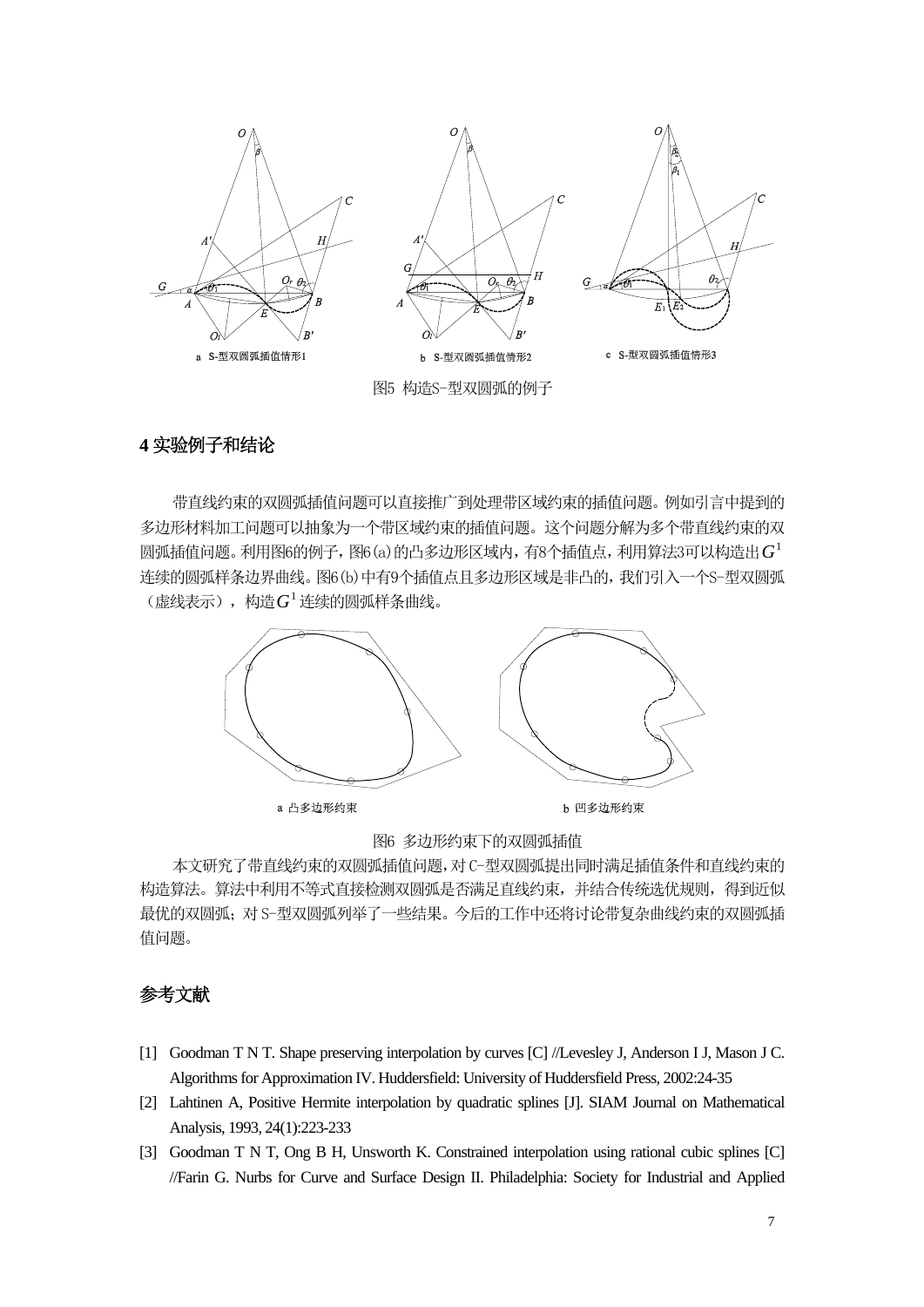a S-型双圆弧插值情形1　　b S-型双圆弧插值情形2　　c S-型双圆弧插值情形3

图5 构造S-型双圆弧的例子

## 4 实验例子和结论

带直线约束的双圆弧插值问题可以直接推广到处理带区域约束的插值问题。例如引言中提到的多边形材料加工问题可以抽象为一个带区域约束的插值问题。这个问题分解为多个带直线约束的双圆弧插值问题。利用图6的例子，图6(a)的凸多边形区域内，有8个插值点，利用算法3可以构造出$G^1$连续的圆弧样条边界曲线。图6(b)中有9个插值点且多边形区域是非凸的，我们引入一个S-型双圆弧（虚线表示），构造$G^1$连续的圆弧样条曲线。

a 凸多边形约束　　b 凹多边形约束

图6 多边形约束下的双圆弧插值

本文研究了带直线约束的双圆弧插值问题，对C-型双圆弧提出同时满足插值条件和直线约束的构造算法。算法中利用不等式直接检测双圆弧是否满足直线约束，并结合传统选优规则，得到近似最优的双圆弧；对S-型双圆弧列举了一些结果。今后的工作中还将讨论带复杂曲线约束的双圆弧插值问题。

## 参考文献

[1] Goodman T N T. Shape preserving interpolation by curves [C] //Levesley J, Anderson I J, Mason J C. Algorithms for Approximation IV. Huddersfield: University of Huddersfield Press, 2002:24-35

[2] Lahtinen A, Positive Hermite interpolation by quadratic splines [J]. SIAM Journal on Mathematical Analysis, 1993, 24(1):223-233

[3] Goodman T N T, Ong B H, Unsworth K. Constrained interpolation using rational cubic splines [C] //Farin G. Nurbs for Curve and Surface Design II. Philadelphia: Society for Industrial and Applied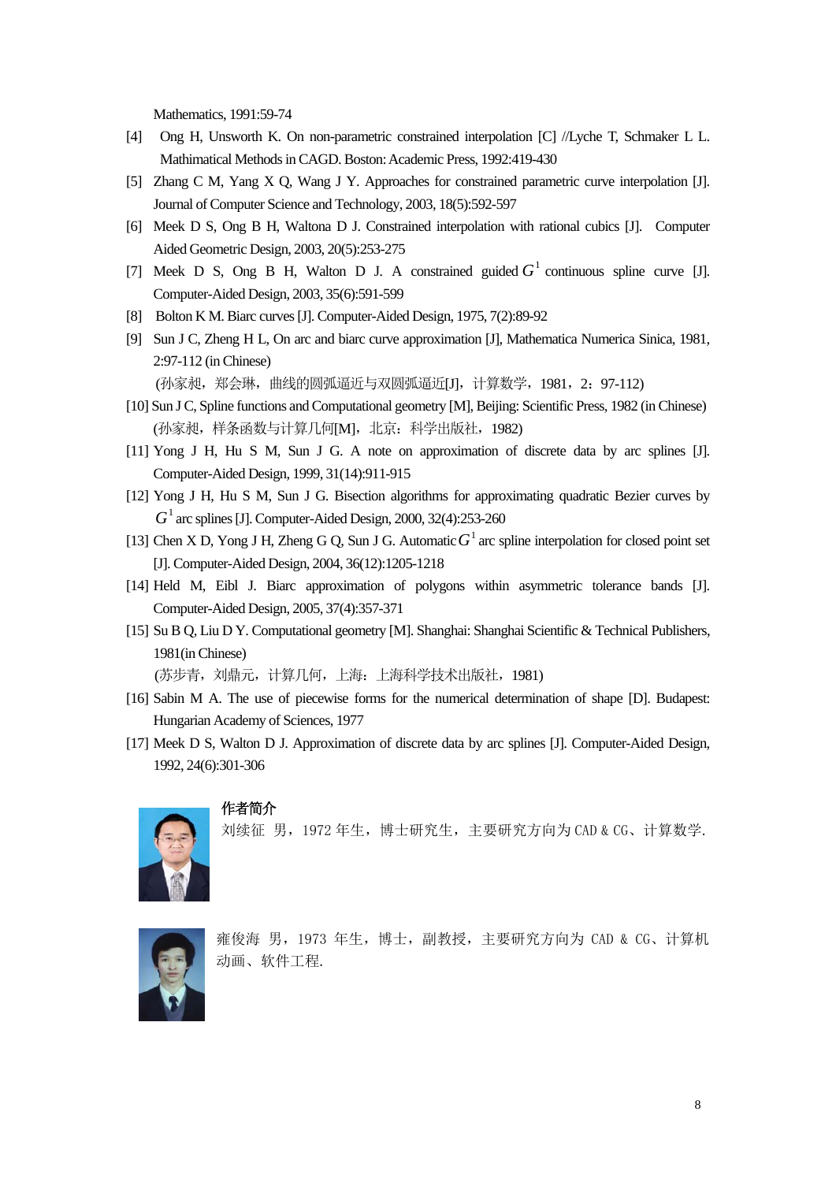Mathematics, 1991:59-74

[4] Ong H, Unsworth K. On non-parametric constrained interpolation [C] //Lyche T, Schmaker L L. Mathimatical Methods in CAGD. Boston: Academic Press, 1992:419-430

[5] Zhang C M, Yang X Q, Wang J Y. Approaches for constrained parametric curve interpolation [J]. Journal of Computer Science and Technology, 2003, 18(5):592-597

[6] Meek D S, Ong B H, Waltona D J. Constrained interpolation with rational cubics [J]. Computer Aided Geometric Design, 2003, 20(5):253-275

[7] Meek D S, Ong B H, Walton D J. A constrained guided $G^1$ continuous spline curve [J]. Computer-Aided Design, 2003, 35(6):591-599

[8] Bolton K M. Biarc curves [J]. Computer-Aided Design, 1975, 7(2):89-92

[9] Sun J C, Zheng H L, On arc and biarc curve approximation [J], Mathematica Numerica Sinica, 1981, 2:97-112 (in Chinese)
(孙家昶，郑会琳，曲线的圆弧逼近与双圆弧逼近[J]，计算数学，1981，2：97-112)

[10] Sun J C, Spline functions and Computational geometry [M], Beijing: Scientific Press, 1982 (in Chinese)
(孙家昶，样条函数与计算几何[M]，北京：科学出版社，1982)

[11] Yong J H, Hu S M, Sun J G. A note on approximation of discrete data by arc splines [J]. Computer-Aided Design, 1999, 31(14):911-915

[12] Yong J H, Hu S M, Sun J G. Bisection algorithms for approximating quadratic Bezier curves by $G^1$ arc splines [J]. Computer-Aided Design, 2000, 32(4):253-260

[13] Chen X D, Yong J H, Zheng G Q, Sun J G. Automatic $G^1$ arc spline interpolation for closed point set [J]. Computer-Aided Design, 2004, 36(12):1205-1218

[14] Held M, Eibl J. Biarc approximation of polygons within asymmetric tolerance bands [J]. Computer-Aided Design, 2005, 37(4):357-371

[15] Su B Q, Liu D Y. Computational geometry [M]. Shanghai: Shanghai Scientific & Technical Publishers, 1981(in Chinese)
(苏步青，刘鼎元，计算几何，上海：上海科学技术出版社，1981)

[16] Sabin M A. The use of piecewise forms for the numerical determination of shape [D]. Budapest: Hungarian Academy of Sciences, 1977

[17] Meek D S, Walton D J. Approximation of discrete data by arc splines [J]. Computer-Aided Design, 1992, 24(6):301-306

**作者简介**

刘续征 男，1972 年生，博士研究生，主要研究方向为 CAD & CG、计算数学.

雍俊海 男，1973 年生，博士，副教授，主要研究方向为 CAD & CG、计算机动画、软件工程.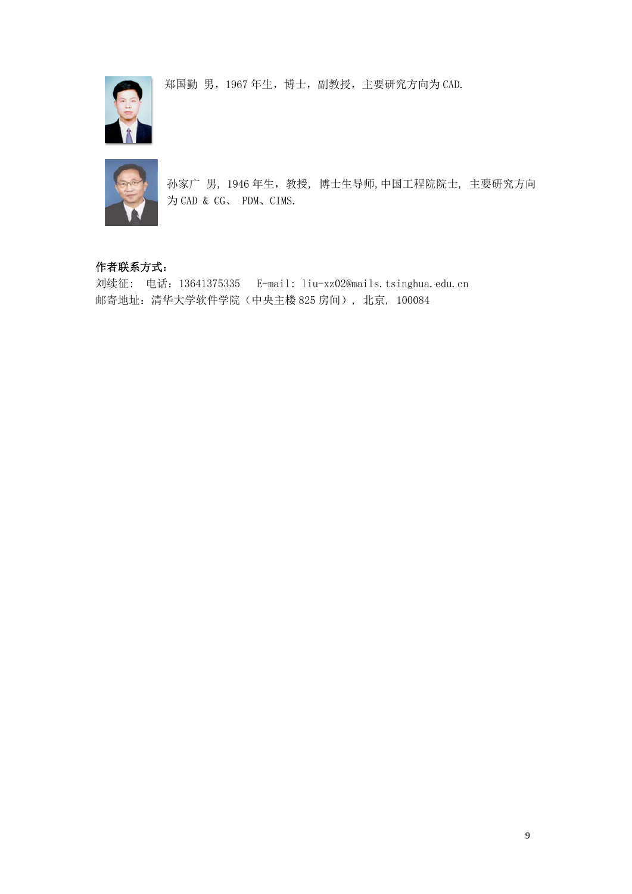郑国勤 男，1967 年生，博士，副教授，主要研究方向为 CAD.

孙家广 男，1946 年生，教授，博士生导师,中国工程院院士，主要研究方向为 CAD & CG、 PDM、CIMS.

**作者联系方式：**

刘续征： 电话：13641375335  E-mail: liu-xz02@mails.tsinghua.edu.cn

邮寄地址：清华大学软件学院（中央主楼 825 房间），北京，100084